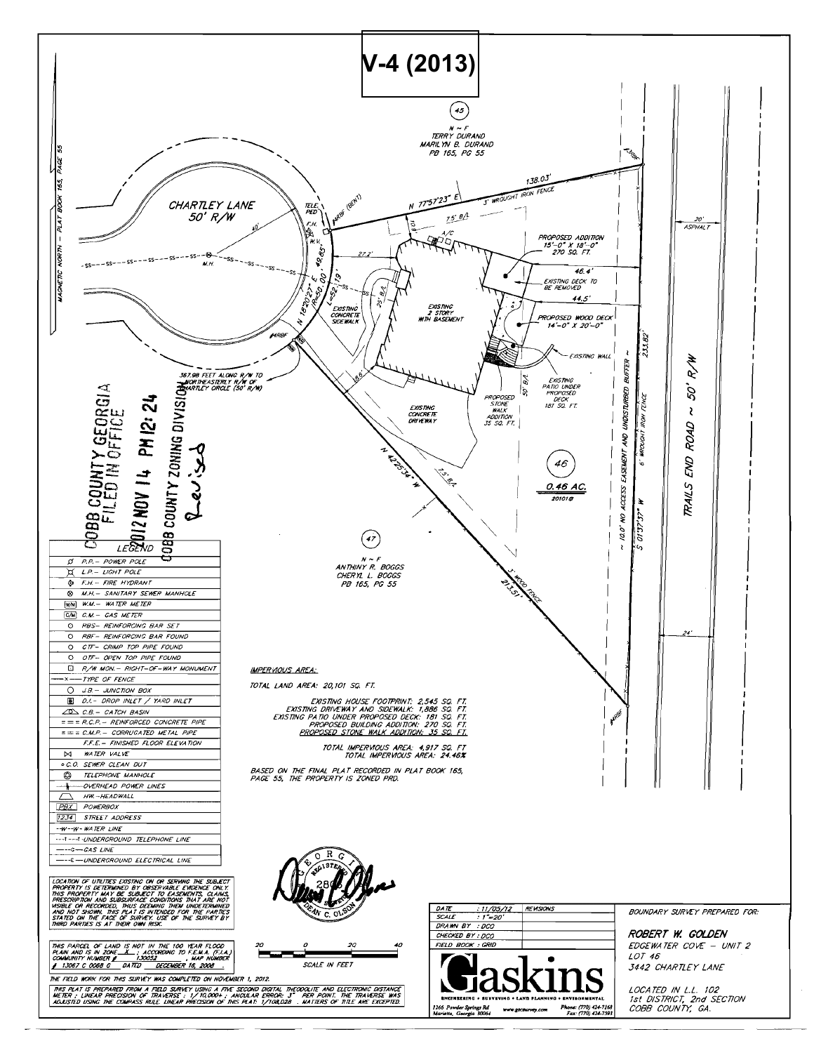# V-4 (2013)

45

N ~ F
TERRY DURAND
MARILYN B. DURAND
PB 165, PG 55

CHARTLEY LANE
50' R/W

MAGNETIC NORTH – PLAT BOOK 165, PAGE 55

N 77°57'23" E 138.03'
3' WROUGHT IRON FENCE

PROPOSED ADDITION
15'-0" X 18'-0"
270 SQ. FT.

EXISTING DECK TO BE REMOVED

PROPOSED WOOD DECK
14'-0" X 20'-0"

EXISTING 2 STORY WITH BASEMENT

EXISTING CONCRETE SIDEWALK

EXISTING WALL

EXISTING PATIO UNDER PROPOSED DECK 181 SQ. FT.

PROPOSED STONE WALK ADDITION 35 SQ. FT.

EXISTING CONCRETE DRIVEWAY

46
0.46 AC.
20101

~ 10.0' NO ACCESS EASEMENT AND UNDISTURBED BUFFER ~
S 01°37'37" W 233.82'
6' WROUGHT IRON FENCE

TRAILS END ROAD ~ 50' R/W

20' ASPHALT

24'

N 18°20'27" E 49.85'
R=50.00'
L=52.19'

367.98 FEET ALONG R/W TO NORTHEASTERLY R/W OF CHARTLEY CIRCLE (50' R/W)

N 42°25'34" W 213.51'
3' WOOD FENCE

47

N ~ F
ANTHINY R. BOGGS
CHERYL L. BOGGS
PB 165, PG 55

COBB COUNTY GEORGIA
FILED IN OFFICE
2012 NOV 14 PM 12: 24
COBB COUNTY ZONING DIVISION
Revised

## LEGEND

- P.P. – POWER POLE
- L.P. – LIGHT POLE
- F.H. – FIRE HYDRANT
- M.H. – SANITARY SEWER MANHOLE
- W.M. – WATER METER
- G.M. – GAS METER
- RBS – REINFORCING BAR SET
- RBF – REINFORCING BAR FOUND
- CTF – CRIMP TOP PIPE FOUND
- OTF – OPEN TOP PIPE FOUND
- R/W MON. – RIGHT-OF-WAY MONUMENT
- TYPE OF FENCE
- J.B. – JUNCTION BOX
- D.I. – DROP INLET / YARD INLET
- C.B. – CATCH BASIN
- R.C.P. – REINFORCED CONCRETE PIPE
- C.M.P. – CORRUGATED METAL PIPE
- F.F.E. – FINISHED FLOOR ELEVATION
- WATER VALVE
- C.O. SEWER CLEAN OUT
- TELEPHONE MANHOLE
- OVERHEAD POWER LINES
- HW. – HEADWALL
- PBX POWERBOX
- 1234 STREET ADDRESS
- W – WATER LINE
- T – UNDERGROUND TELEPHONE LINE
- G – GAS LINE
- E – UNDERGROUND ELECTRICAL LINE

## IMPERVIOUS AREA:

TOTAL LAND AREA: 20,101 SQ. FT.

EXISTING HOUSE FOOTPRINT: 2,545 SQ. FT.
EXISTING DRIVEWAY AND SIDEWALK: 1,886 SQ. FT.
EXISTING PATIO UNDER PROPOSED DECK: 181 SQ. FT.
PROPOSED BUILDING ADDITION: 270 SQ. FT.
PROPOSED STONE WALK ADDITION: 35 SQ. FT.

TOTAL IMPERVIOUS AREA: 4,917 SQ. FT
TOTAL IMPERVIOUS AREA: 24.46%

BASED ON THE FINAL PLAT RECORDED IN PLAT BOOK 165, PAGE 55, THE PROPERTY IS ZONED PRD.

LOCATION OF UTILITIES EXISTING ON OR SERVING THE SUBJECT PROPERTY IS DETERMINED BY OBSERVABLE EVIDENCE ONLY. THIS PROPERTY MAY BE SUBJECT TO EASEMENTS, CLAIMS, PRESCRIPTION AND SUBSURFACE CONDITIONS THAT ARE NOT VISIBLE OR RECORDED, THUS DEEMING THEM UNDETERMINED AND NOT SHOWN. THIS PLAT IS INTENDED FOR THE PARTIES STATED ON THE FACE OF SURVEY. USE OF THE SURVEY BY THIRD PARTIES IS AT THEIR OWN RISK.

THIS PARCEL OF LAND IS NOT IN THE 100 YEAR FLOOD PLAIN AND IS IN ZONE X ; ACCORDING TO F.E.M.A. (F.I.A.) COMMUNITY NUMBER # 130052 , MAP NUMBER # 13067 C 0088 G DATED DECEMBER 16, 2008 .

SCALE IN FEET (20 0 20 40)

THE FIELD WORK FOR THIS SURVEY WAS COMPLETED ON NOVEMBER 1, 2012.

THIS PLAT IS PREPARED FROM A FIELD SURVEY USING A FIVE SECOND DIGITAL THEODOLITE AND ELECTRONIC DISTANCE METER ; LINEAR PRECISION OF TRAVERSE : 1/10,000+ ; ANGULAR ERROR: 3" PER POINT. THE TRAVERSE WAS ADJUSTED USING THE COMPASS RULE. LINEAR PRECISION OF THIS PLAT: 1/108,028 . MATTERS OF TITLE ARE EXCEPTED.

GEORGIA REGISTERED 2866 DEAN C. OLSON

| DATE : 11/05/12 | REVISIONS |
|---|---|
| SCALE : 1"=20' | |
| DRAWN BY : DCO | |
| CHECKED BY : DCO | |
| FIELD BOOK : GRID | |

Gaskins
ENGINEERING • SURVEYING • LAND PLANNING • ENVIRONMENTAL
1266 Powder Springs Rd Marietta, Georgia 30064 www.gscsurvey.com Phone: (770) 424-7168 Fax: (770) 424-7593

BOUNDARY SURVEY PREPARED FOR:

**ROBERT W. GOLDEN**
EDGEWATER COVE – UNIT 2
LOT 46
3442 CHARTLEY LANE

LOCATED IN L.L. 102
1st DISTRICT, 2nd SECTION
COBB COUNTY, GA.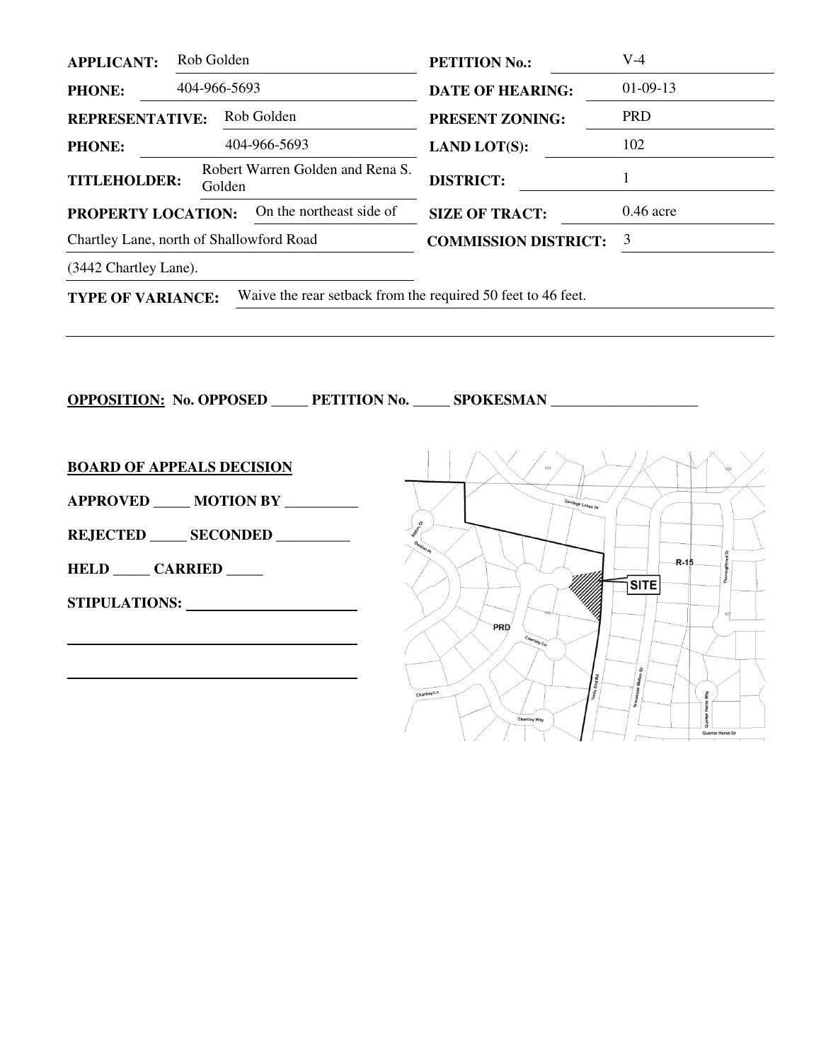| | | | |
|---|---|---|---|
| **APPLICANT:** | Rob Golden | **PETITION No.:** | V-4 |
| **PHONE:** | 404-966-5693 | **DATE OF HEARING:** | 01-09-13 |
| **REPRESENTATIVE:** | Rob Golden | **PRESENT ZONING:** | PRD |
| **PHONE:** | 404-966-5693 | **LAND LOT(S):** | 102 |
| **TITLEHOLDER:** | Robert Warren Golden and Rena S. Golden | **DISTRICT:** | 1 |
| **PROPERTY LOCATION:** | On the northeast side of Chartley Lane, north of Shallowford Road (3442 Chartley Lane). | **SIZE OF TRACT:** | 0.46 acre |
| | | **COMMISSION DISTRICT:** | 3 |

**TYPE OF VARIANCE:** Waive the rear setback from the required 50 feet to 46 feet.

**OPPOSITION: No. OPPOSED _____ PETITION No. _____ SPOKESMAN ____________________**

**BOARD OF APPEALS DECISION**

**APPROVED _____ MOTION BY __________**

**REJECTED _____ SECONDED __________**

**HELD _____ CARRIED _____**

**STIPULATIONS:** ______________________

________________________________________

________________________________________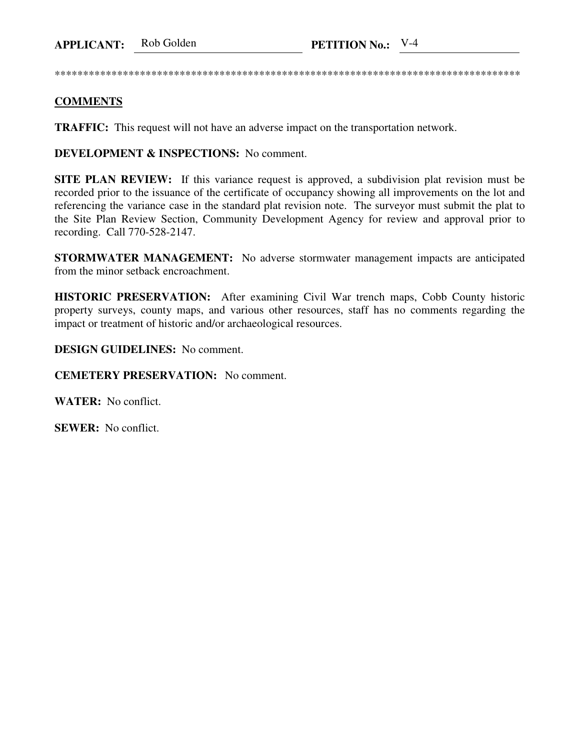**APPLICANT:** Rob Golden **PETITION No.:** V-4

************************************************************************************

**COMMENTS**

**TRAFFIC:** This request will not have an adverse impact on the transportation network.

**DEVELOPMENT & INSPECTIONS:** No comment.

**SITE PLAN REVIEW:** If this variance request is approved, a subdivision plat revision must be recorded prior to the issuance of the certificate of occupancy showing all improvements on the lot and referencing the variance case in the standard plat revision note. The surveyor must submit the plat to the Site Plan Review Section, Community Development Agency for review and approval prior to recording. Call 770-528-2147.

**STORMWATER MANAGEMENT:** No adverse stormwater management impacts are anticipated from the minor setback encroachment.

**HISTORIC PRESERVATION:** After examining Civil War trench maps, Cobb County historic property surveys, county maps, and various other resources, staff has no comments regarding the impact or treatment of historic and/or archaeological resources.

**DESIGN GUIDELINES:** No comment.

**CEMETERY PRESERVATION:** No comment.

**WATER:** No conflict.

**SEWER:** No conflict.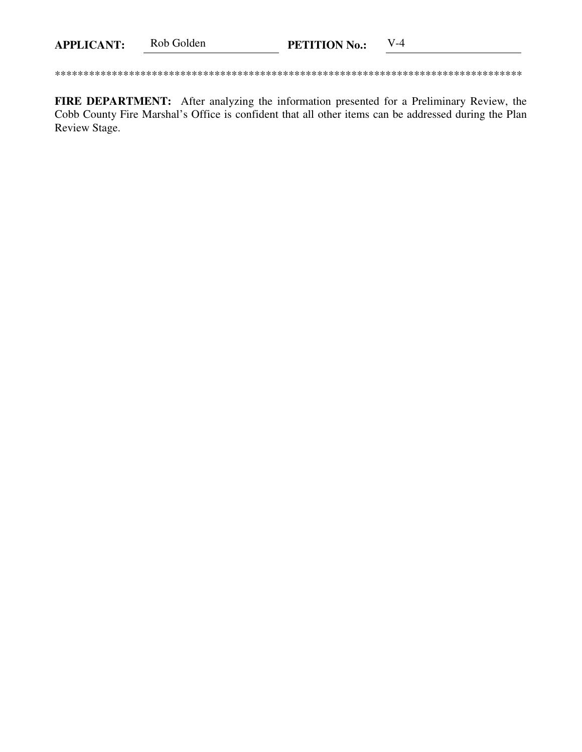**APPLICANT:** Rob Golden **PETITION No.:** V-4

************************************************************************************

**FIRE DEPARTMENT:** After analyzing the information presented for a Preliminary Review, the Cobb County Fire Marshal's Office is confident that all other items can be addressed during the Plan Review Stage.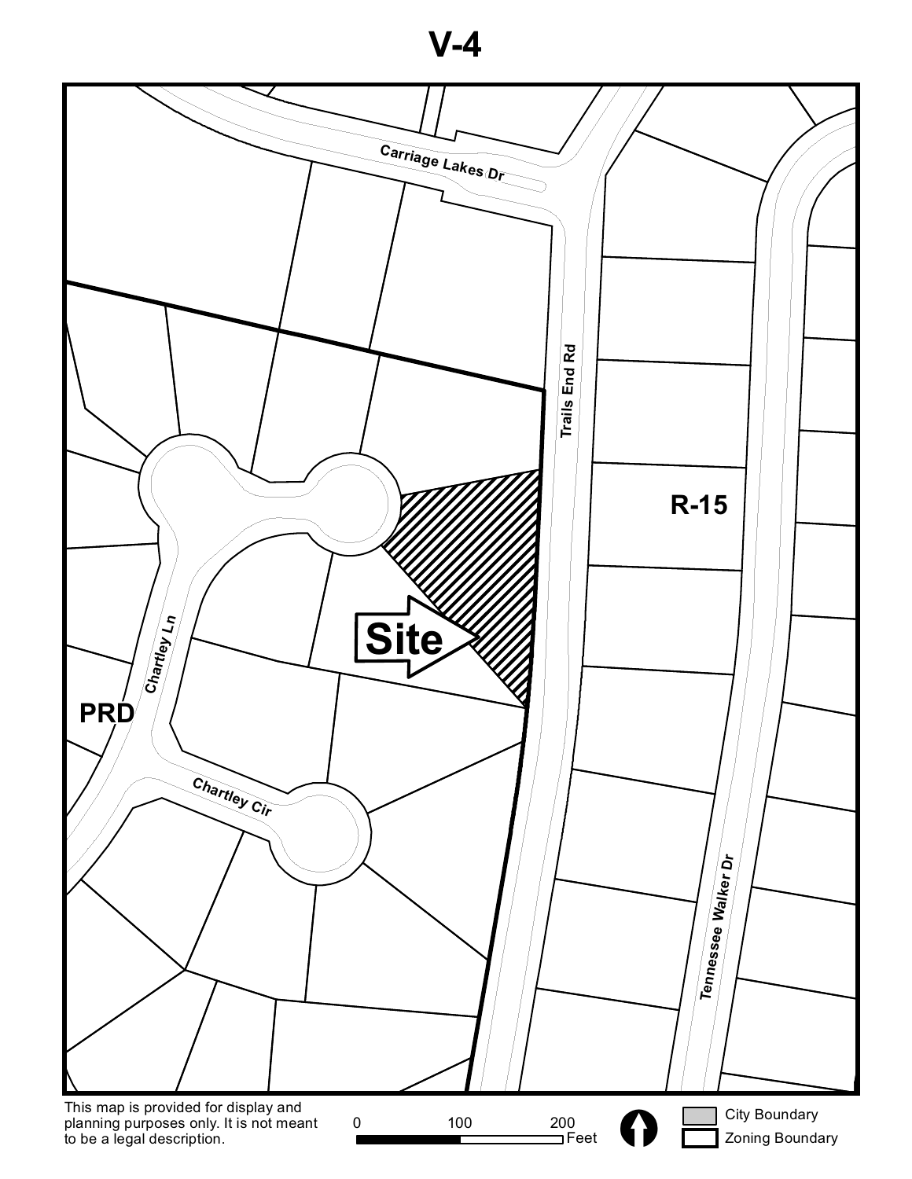# V-4

Carriage Lakes Dr

Trails End Rd

Chartley Ln

Chartley Cir

Tennessee Walker Dr

**Site**

**R-15**

**PRD**

This map is provided for display and planning purposes only. It is not meant to be a legal description.

0 100 200 Feet

City Boundary

Zoning Boundary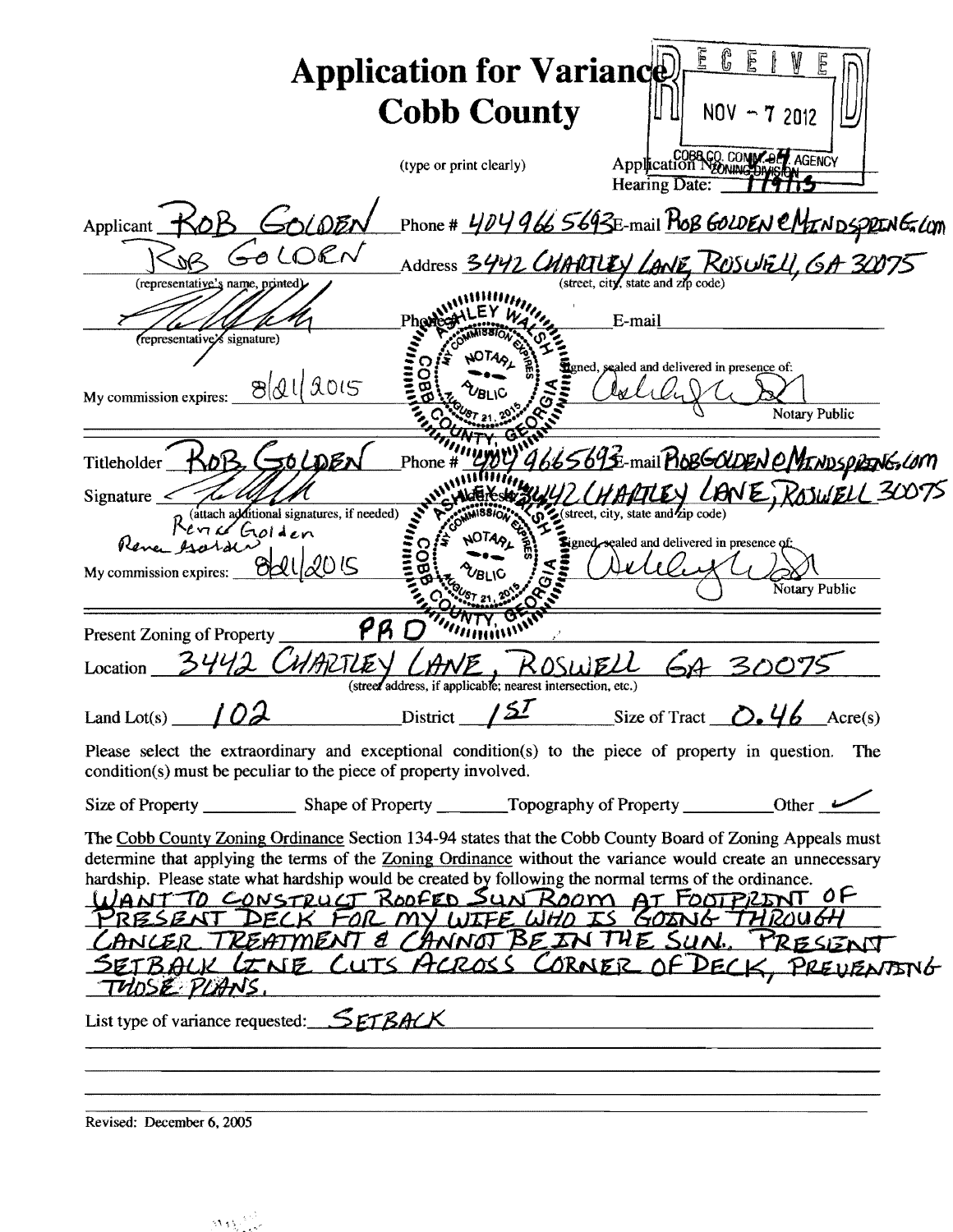# Application for Variance
# Cobb County

RECEIVED
NOV - 7 2012
COBB CO. COMM. DEV. AGENCY
ZONING DIVISION

(type or print clearly)

Application No. V-84

Hearing Date: 1/9/13

Applicant ROB GOLDEN Phone # 404 966 5693 E-mail ROB GOLDEN@MINDSPRING.COM

ROB GOLDEN Address 3442 CHARTLEY LANE, ROSWELL, GA 30075

(representative's name, printed) (street, city, state and zip code)

(representative's signature) Phone # E-mail

My commission expires: 8/21/2015

Signed, sealed and delivered in presence of: Notary Public

ASHLEY WALSH NOTARY PUBLIC COBB COUNTY, GEORGIA MY COMMISSION EXPIRES AUGUST 21, 2015

Titleholder ROB GOLDEN Phone # 404 966 5693 E-mail ROBGOLDEN@MINDSPRING.COM

Signature Address 3442 CHARTLEY LANE, ROSWELL 30075

(attach additional signatures, if needed) (street, city, state and zip code)

Renee Golden

My commission expires: 8/21/2015

Signed, sealed and delivered in presence of: Notary Public

Present Zoning of Property PRD

Location 3442 CHARTLEY LANE, ROSWELL GA 30075

(street address, if applicable; nearest intersection, etc.)

Land Lot(s) 102 District 1ST Size of Tract 0.46 Acre(s)

Please select the extraordinary and exceptional condition(s) to the piece of property in question. The condition(s) must be peculiar to the piece of property involved.

Size of Property ________ Shape of Property ________ Topography of Property ________ Other ✓

The Cobb County Zoning Ordinance Section 134-94 states that the Cobb County Board of Zoning Appeals must determine that applying the terms of the Zoning Ordinance without the variance would create an unnecessary hardship. Please state what hardship would be created by following the normal terms of the ordinance.

WANT TO CONSTRUCT ROOFED SUN ROOM AT FOOTPRINT OF PRESENT DECK FOR MY WIFE WHO IS GOING THROUGH CANCER TREATMENT & CANNOT BE IN THE SUN. PRESENT SETBACK LINE CUTS ACROSS CORNER OF DECK, PREVENTING THOSE PLANS.

List type of variance requested: SETBACK

Revised: December 6, 2005